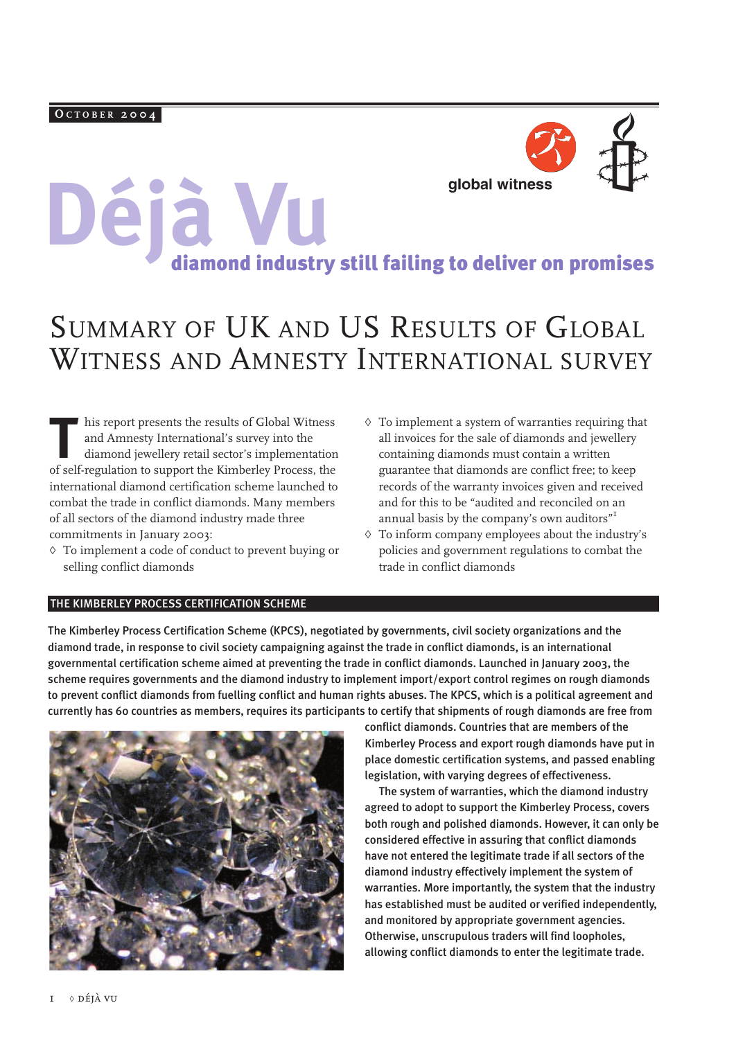October 2004

global witness

# Déjà Vu

## diamond industry still failing to deliver on promises

# Summary of UK and US Results of Global Witness and Amnesty International survey

This report presents the results of Global Witness and Amnesty International's survey into the diamond jewellery retail sector's implementation of self-regulation to support the Kimberley Process, the international diamond certification scheme launched to combat the trade in conflict diamonds. Many members of all sectors of the diamond industry made three commitments in January 2003:

- To implement a code of conduct to prevent buying or selling conflict diamonds
- To implement a system of warranties requiring that all invoices for the sale of diamonds and jewellery containing diamonds must contain a written guarantee that diamonds are conflict free; to keep records of the warranty invoices given and received and for this to be "audited and reconciled on an annual basis by the company's own auditors"[1]
- To inform company employees about the industry's policies and government regulations to combat the trade in conflict diamonds

## THE KIMBERLEY PROCESS CERTIFICATION SCHEME

The Kimberley Process Certification Scheme (KPCS), negotiated by governments, civil society organizations and the diamond trade, in response to civil society campaigning against the trade in conflict diamonds, is an international governmental certification scheme aimed at preventing the trade in conflict diamonds. Launched in January 2003, the scheme requires governments and the diamond industry to implement import/export control regimes on rough diamonds to prevent conflict diamonds from fuelling conflict and human rights abuses. The KPCS, which is a political agreement and currently has 60 countries as members, requires its participants to certify that shipments of rough diamonds are free from conflict diamonds. Countries that are members of the Kimberley Process and export rough diamonds have put in place domestic certification systems, and passed enabling legislation, with varying degrees of effectiveness.

The system of warranties, which the diamond industry agreed to adopt to support the Kimberley Process, covers both rough and polished diamonds. However, it can only be considered effective in assuring that conflict diamonds have not entered the legitimate trade if all sectors of the diamond industry effectively implement the system of warranties. More importantly, the system that the industry has established must be audited or verified independently, and monitored by appropriate government agencies. Otherwise, unscrupulous traders will find loopholes, allowing conflict diamonds to enter the legitimate trade.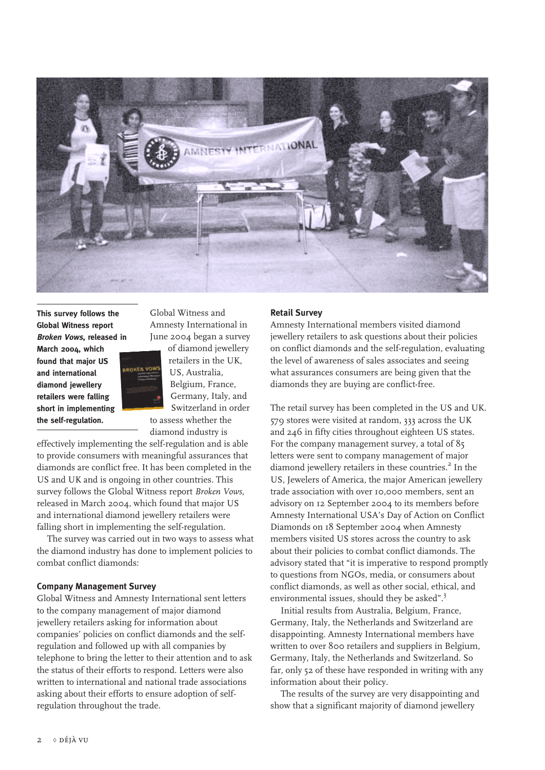**This survey follows the Global Witness report *Broken Vows*, released in March 2004, which found that major US and international diamond jewellery retailers were falling short in implementing the self-regulation.**

Global Witness and Amnesty International in June 2004 began a survey of diamond jewellery retailers in the UK, US, Australia, Belgium, France, Germany, Italy, and Switzerland in order to assess whether the diamond industry is effectively implementing the self-regulation and is able to provide consumers with meaningful assurances that diamonds are conflict free. It has been completed in the US and UK and is ongoing in other countries. This survey follows the Global Witness report *Broken Vows*, released in March 2004, which found that major US and international diamond jewellery retailers were falling short in implementing the self-regulation.

The survey was carried out in two ways to assess what the diamond industry has done to implement policies to combat conflict diamonds:

### Company Management Survey

Global Witness and Amnesty International sent letters to the company management of major diamond jewellery retailers asking for information about companies' policies on conflict diamonds and the self-regulation and followed up with all companies by telephone to bring the letter to their attention and to ask the status of their efforts to respond. Letters were also written to international and national trade associations asking about their efforts to ensure adoption of self-regulation throughout the trade.

### Retail Survey

Amnesty International members visited diamond jewellery retailers to ask questions about their policies on conflict diamonds and the self-regulation, evaluating the level of awareness of sales associates and seeing what assurances consumers are being given that the diamonds they are buying are conflict-free.

The retail survey has been completed in the US and UK. 579 stores were visited at random, 333 across the UK and 246 in fifty cities throughout eighteen US states. For the company management survey, a total of 85 letters were sent to company management of major diamond jewellery retailers in these countries.[2] In the US, Jewelers of America, the major American jewellery trade association with over 10,000 members, sent an advisory on 12 September 2004 to its members before Amnesty International USA's Day of Action on Conflict Diamonds on 18 September 2004 when Amnesty members visited US stores across the country to ask about their policies to combat conflict diamonds. The advisory stated that "it is imperative to respond promptly to questions from NGOs, media, or consumers about conflict diamonds, as well as other social, ethical, and environmental issues, should they be asked".[3]

Initial results from Australia, Belgium, France, Germany, Italy, the Netherlands and Switzerland are disappointing. Amnesty International members have written to over 800 retailers and suppliers in Belgium, Germany, Italy, the Netherlands and Switzerland. So far, only 52 of these have responded in writing with any information about their policy.

The results of the survey are very disappointing and show that a significant majority of diamond jewellery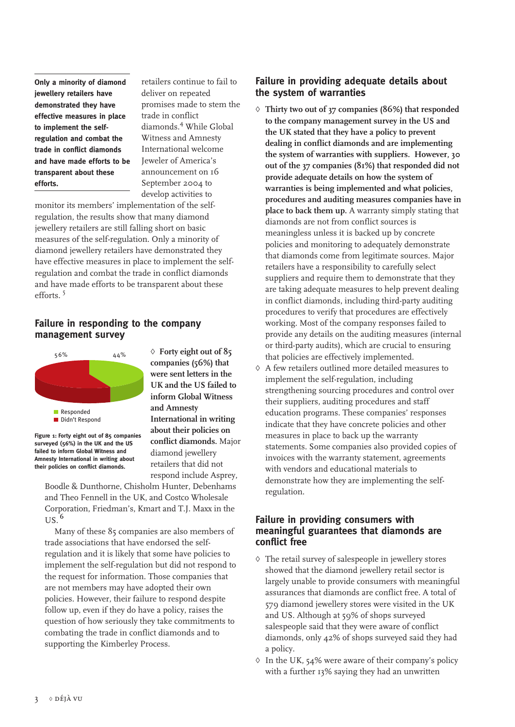**Only a minority of diamond jewellery retailers have demonstrated they have effective measures in place to implement the self-regulation and combat the trade in conflict diamonds and have made efforts to be transparent about these efforts.**

retailers continue to fail to deliver on repeated promises made to stem the trade in conflict diamonds.[4] While Global Witness and Amnesty International welcome Jeweler of America's announcement on 16 September 2004 to develop activities to monitor its members' implementation of the self-regulation, the results show that many diamond jewellery retailers are still falling short on basic measures of the self-regulation. Only a minority of diamond jewellery retailers have demonstrated they have effective measures in place to implement the self-regulation and combat the trade in conflict diamonds and have made efforts to be transparent about these efforts.[5]

## Failure in responding to the company management survey

56% 44%

- Responded
- Didn't Respond

Figure 1: Forty eight out of 85 companies surveyed (56%) in the UK and the US failed to inform Global Witness and Amnesty International in writing about their policies on conflict diamonds.

◊ **Forty eight out of 85 companies (56%) that were sent letters in the UK and the US failed to inform Global Witness and Amnesty International in writing about their policies on conflict diamonds.** Major diamond jewellery retailers that did not respond include Asprey, Boodle & Dunthorne, Chisholm Hunter, Debenhams and Theo Fennell in the UK, and Costco Wholesale Corporation, Friedman's, Kmart and T.J. Maxx in the US.[6]

Many of these 85 companies are also members of trade associations that have endorsed the self-regulation and it is likely that some have policies to implement the self-regulation but did not respond to the request for information. Those companies that are not members may have adopted their own policies. However, their failure to respond despite follow up, even if they do have a policy, raises the question of how seriously they take commitments to combating the trade in conflict diamonds and to supporting the Kimberley Process.

## Failure in providing adequate details about the system of warranties

◊ **Thirty two out of 37 companies (86%) that responded to the company management survey in the US and the UK stated that they have a policy to prevent dealing in conflict diamonds and are implementing the system of warranties with suppliers. However, 30 out of the 37 companies (81%) that responded did not provide adequate details on how the system of warranties is being implemented and what policies, procedures and auditing measures companies have in place to back them up.** A warranty simply stating that diamonds are not from conflict sources is meaningless unless it is backed up by concrete policies and monitoring to adequately demonstrate that diamonds come from legitimate sources. Major retailers have a responsibility to carefully select suppliers and require them to demonstrate that they are taking adequate measures to help prevent dealing in conflict diamonds, including third-party auditing procedures to verify that procedures are effectively working. Most of the company responses failed to provide any details on the auditing measures (internal or third-party audits), which are crucial to ensuring that policies are effectively implemented.

◊ A few retailers outlined more detailed measures to implement the self-regulation, including strengthening sourcing procedures and control over their suppliers, auditing procedures and staff education programs. These companies' responses indicate that they have concrete policies and other measures in place to back up the warranty statements. Some companies also provided copies of invoices with the warranty statement, agreements with vendors and educational materials to demonstrate how they are implementing the self-regulation.

## Failure in providing consumers with meaningful guarantees that diamonds are conflict free

◊ The retail survey of salespeople in jewellery stores showed that the diamond jewellery retail sector is largely unable to provide consumers with meaningful assurances that diamonds are conflict free. A total of 579 diamond jewellery stores were visited in the UK and US. Although at 59% of shops surveyed salespeople said that they were aware of conflict diamonds, only 42% of shops surveyed said they had a policy.

◊ In the UK, 54% were aware of their company's policy with a further 13% saying they had an unwritten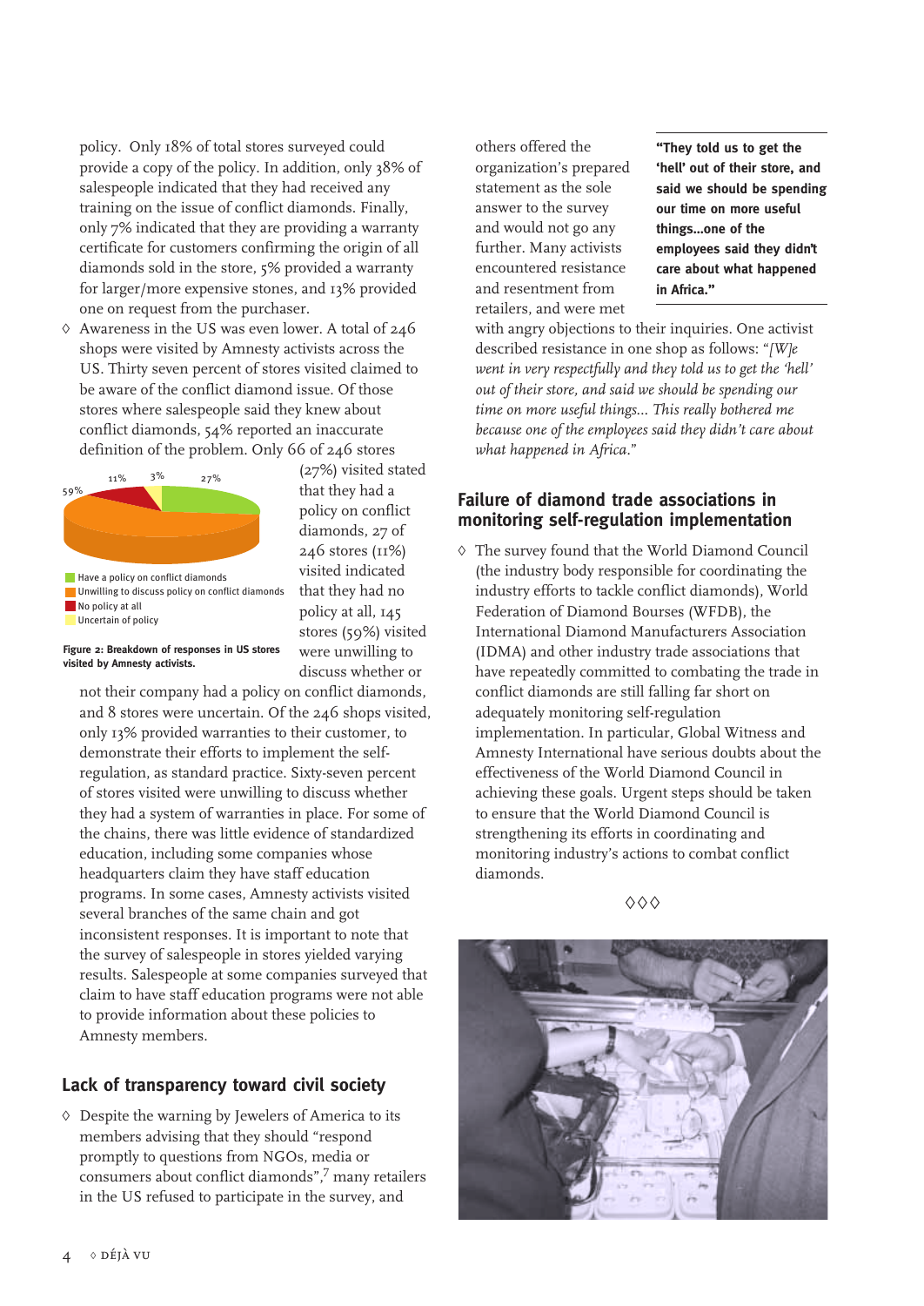policy. Only 18% of total stores surveyed could provide a copy of the policy. In addition, only 38% of salespeople indicated that they had received any training on the issue of conflict diamonds. Finally, only 7% indicated that they are providing a warranty certificate for customers confirming the origin of all diamonds sold in the store, 5% provided a warranty for larger/more expensive stones, and 13% provided one on request from the purchaser.

◊ Awareness in the US was even lower. A total of 246 shops were visited by Amnesty activists across the US. Thirty seven percent of stores visited claimed to be aware of the conflict diamond issue. Of those stores where salespeople said they knew about conflict diamonds, 54% reported an inaccurate definition of the problem. Only 66 of 246 stores (27%) visited stated that they had a policy on conflict diamonds, 27 of 246 stores (11%) visited indicated that they had no policy at all, 145 stores (59%) visited were unwilling to discuss whether or not their company had a policy on conflict diamonds, and 8 stores were uncertain. Of the 246 shops visited, only 13% provided warranties to their customer, to demonstrate their efforts to implement the self-regulation, as standard practice. Sixty-seven percent of stores visited were unwilling to discuss whether they had a system of warranties in place. For some of the chains, there was little evidence of standardized education, including some companies whose headquarters claim they have staff education programs. In some cases, Amnesty activists visited several branches of the same chain and got inconsistent responses. It is important to note that the survey of salespeople in stores yielded varying results. Salespeople at some companies surveyed that claim to have staff education programs were not able to provide information about these policies to Amnesty members.

- Have a policy on conflict diamonds: 27%
- Unwilling to discuss policy on conflict diamonds: 59%
- No policy at all: 11%
- Uncertain of policy: 3%

**Figure 2: Breakdown of responses in US stores visited by Amnesty activists.**

## Lack of transparency toward civil society

◊ Despite the warning by Jewelers of America to its members advising that they should "respond promptly to questions from NGOs, media or consumers about conflict diamonds",[7] many retailers in the US refused to participate in the survey, and others offered the organization's prepared statement as the sole answer to the survey and would not go any further. Many activists encountered resistance and resentment from retailers, and were met with angry objections to their inquiries. One activist described resistance in one shop as follows: "*[W]e went in very respectfully and they told us to get the 'hell' out of their store, and said we should be spending our time on more useful things... This really bothered me because one of the employees said they didn't care about what happened in Africa.*"

**"They told us to get the 'hell' out of their store, and said we should be spending our time on more useful things...one of the employees said they didn't care about what happened in Africa."**

## Failure of diamond trade associations in monitoring self-regulation implementation

◊ The survey found that the World Diamond Council (the industry body responsible for coordinating the industry efforts to tackle conflict diamonds), World Federation of Diamond Bourses (WFDB), the International Diamond Manufacturers Association (IDMA) and other industry trade associations that have repeatedly committed to combating the trade in conflict diamonds are still falling far short on adequately monitoring self-regulation implementation. In particular, Global Witness and Amnesty International have serious doubts about the effectiveness of the World Diamond Council in achieving these goals. Urgent steps should be taken to ensure that the World Diamond Council is strengthening its efforts in coordinating and monitoring industry's actions to combat conflict diamonds.

◊◊◊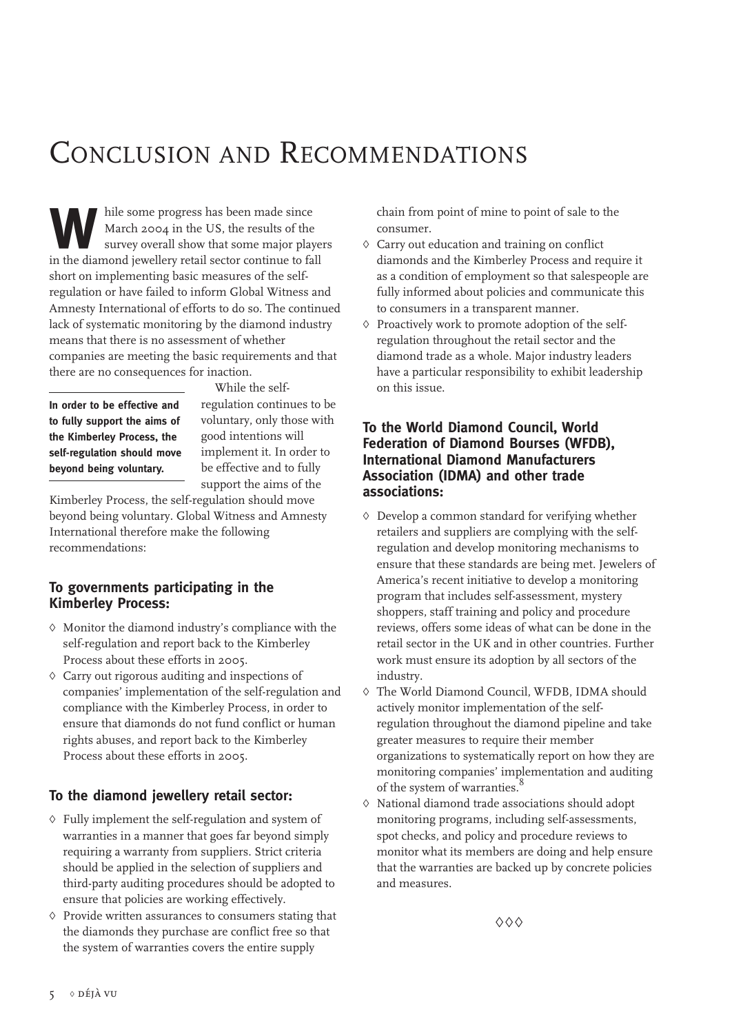# Conclusion and Recommendations

While some progress has been made since March 2004 in the US, the results of the survey overall show that some major players in the diamond jewellery retail sector continue to fall short on implementing basic measures of the self-regulation or have failed to inform Global Witness and Amnesty International of efforts to do so. The continued lack of systematic monitoring by the diamond industry means that there is no assessment of whether companies are meeting the basic requirements and that there are no consequences for inaction.

**In order to be effective and to fully support the aims of the Kimberley Process, the self-regulation should move beyond being voluntary.**

While the self-regulation continues to be voluntary, only those with good intentions will implement it. In order to be effective and to fully support the aims of the Kimberley Process, the self-regulation should move beyond being voluntary. Global Witness and Amnesty International therefore make the following recommendations:

### To governments participating in the Kimberley Process:

- Monitor the diamond industry's compliance with the self-regulation and report back to the Kimberley Process about these efforts in 2005.
- Carry out rigorous auditing and inspections of companies' implementation of the self-regulation and compliance with the Kimberley Process, in order to ensure that diamonds do not fund conflict or human rights abuses, and report back to the Kimberley Process about these efforts in 2005.

### To the diamond jewellery retail sector:

- Fully implement the self-regulation and system of warranties in a manner that goes far beyond simply requiring a warranty from suppliers. Strict criteria should be applied in the selection of suppliers and third-party auditing procedures should be adopted to ensure that policies are working effectively.
- Provide written assurances to consumers stating that the diamonds they purchase are conflict free so that the system of warranties covers the entire supply chain from point of mine to point of sale to the consumer.
- Carry out education and training on conflict diamonds and the Kimberley Process and require it as a condition of employment so that salespeople are fully informed about policies and communicate this to consumers in a transparent manner.
- Proactively work to promote adoption of the self-regulation throughout the retail sector and the diamond trade as a whole. Major industry leaders have a particular responsibility to exhibit leadership on this issue.

### To the World Diamond Council, World Federation of Diamond Bourses (WFDB), International Diamond Manufacturers Association (IDMA) and other trade associations:

- Develop a common standard for verifying whether retailers and suppliers are complying with the self-regulation and develop monitoring mechanisms to ensure that these standards are being met. Jewelers of America's recent initiative to develop a monitoring program that includes self-assessment, mystery shoppers, staff training and policy and procedure reviews, offers some ideas of what can be done in the retail sector in the UK and in other countries. Further work must ensure its adoption by all sectors of the industry.
- The World Diamond Council, WFDB, IDMA should actively monitor implementation of the self-regulation throughout the diamond pipeline and take greater measures to require their member organizations to systematically report on how they are monitoring companies' implementation and auditing of the system of warranties.[8]
- National diamond trade associations should adopt monitoring programs, including self-assessments, spot checks, and policy and procedure reviews to monitor what its members are doing and help ensure that the warranties are backed up by concrete policies and measures.

◊◊◊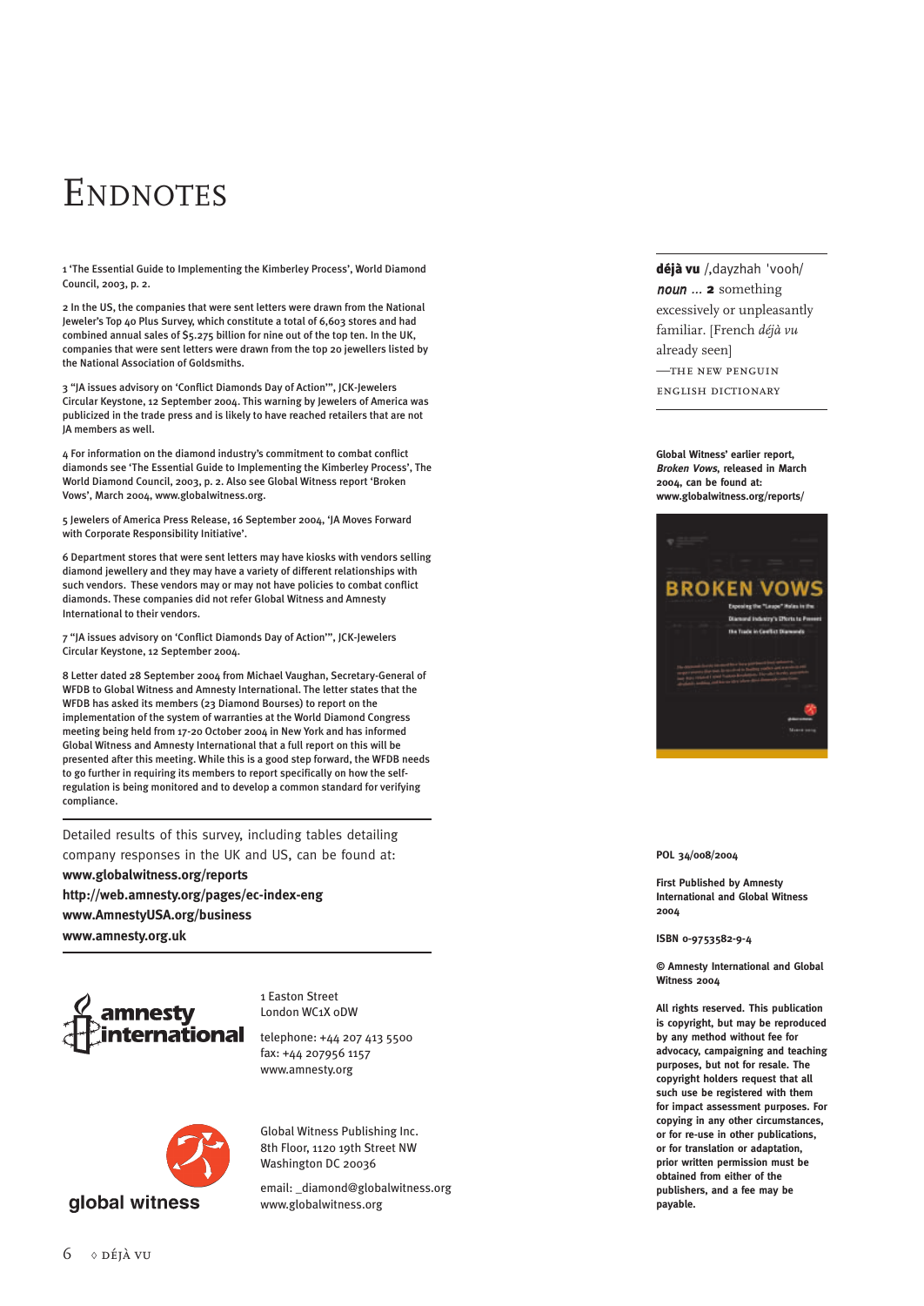# Endnotes

1 'The Essential Guide to Implementing the Kimberley Process', World Diamond Council, 2003, p. 2.

2 In the US, the companies that were sent letters were drawn from the National Jeweler's Top 40 Plus Survey, which constitute a total of 6,603 stores and had combined annual sales of $5.275 billion for nine out of the top ten. In the UK, companies that were sent letters were drawn from the top 20 jewellers listed by the National Association of Goldsmiths.

3 "JA issues advisory on 'Conflict Diamonds Day of Action'", JCK-Jewelers Circular Keystone, 12 September 2004. This warning by Jewelers of America was publicized in the trade press and is likely to have reached retailers that are not JA members as well.

4 For information on the diamond industry's commitment to combat conflict diamonds see 'The Essential Guide to Implementing the Kimberley Process', The World Diamond Council, 2003, p. 2. Also see Global Witness report 'Broken Vows', March 2004, www.globalwitness.org.

5 Jewelers of America Press Release, 16 September 2004, 'JA Moves Forward with Corporate Responsibility Initiative'.

6 Department stores that were sent letters may have kiosks with vendors selling diamond jewellery and they may have a variety of different relationships with such vendors. These vendors may or may not have policies to combat conflict diamonds. These companies did not refer Global Witness and Amnesty International to their vendors.

7 "JA issues advisory on 'Conflict Diamonds Day of Action'", JCK-Jewelers Circular Keystone, 12 September 2004.

8 Letter dated 28 September 2004 from Michael Vaughan, Secretary-General of WFDB to Global Witness and Amnesty International. The letter states that the WFDB has asked its members (23 Diamond Bourses) to report on the implementation of the system of warranties at the World Diamond Congress meeting being held from 17-20 October 2004 in New York and has informed Global Witness and Amnesty International that a full report on this will be presented after this meeting. While this is a good step forward, the WFDB needs to go further in requiring its members to report specifically on how the self-regulation is being monitored and to develop a common standard for verifying compliance.

---

Detailed results of this survey, including tables detailing company responses in the UK and US, can be found at:
**www.globalwitness.org/reports**
**http://web.amnesty.org/pages/ec-index-eng**
**www.AmnestyUSA.org/business**
**www.amnesty.org.uk**

---

amnesty international

1 Easton Street
London WC1X 0DW

telephone: +44 207 413 5500
fax: +44 207956 1157
www.amnesty.org

global witness

Global Witness Publishing Inc.
8th Floor, 1120 19th Street NW
Washington DC 20036

email: _diamond@globalwitness.org
www.globalwitness.org

---

**déjà vu** /ˌdayzhah ˈvooh/
***noun*** … **2** something excessively or unpleasantly familiar. [French *déjà vu* already seen]
—THE NEW PENGUIN ENGLISH DICTIONARY

---

**Global Witness' earlier report, *Broken Vows*, released in March 2004, can be found at: www.globalwitness.org/reports/**

BROKEN VOWS
Exposing the "Loupe" Holes in the Diamond Industry's Efforts to Prevent the Trade in Conflict Diamonds

**POL 34/008/2004**

**First Published by Amnesty International and Global Witness 2004**

**ISBN 0-9753582-9-4**

**© Amnesty International and Global Witness 2004**

**All rights reserved. This publication is copyright, but may be reproduced by any method without fee for advocacy, campaigning and teaching purposes, but not for resale. The copyright holders request that all such use be registered with them for impact assessment purposes. For copying in any other circumstances, or for re-use in other publications, or for translation or adaptation, prior written permission must be obtained from either of the publishers, and a fee may be payable.**